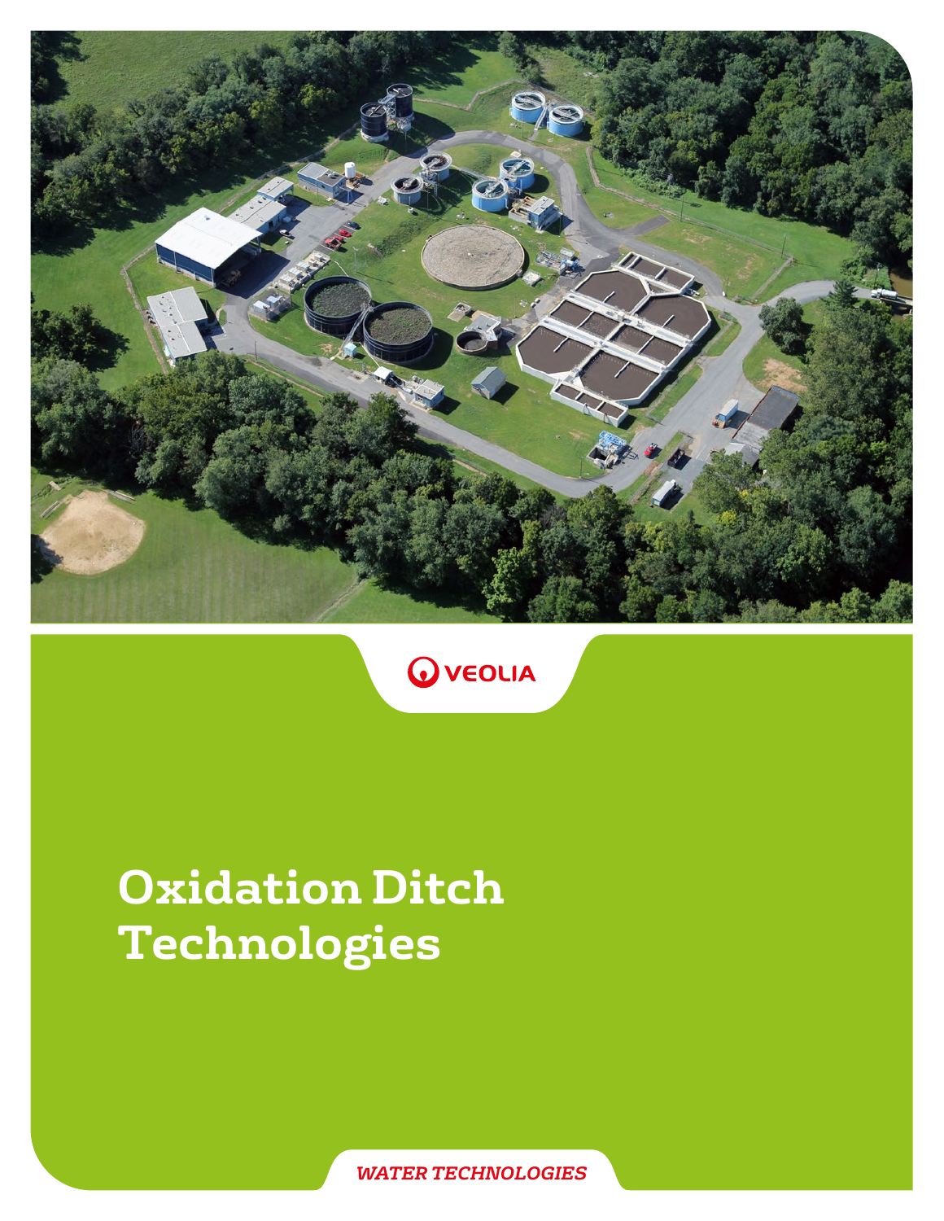VEOLIA

# Oxidation Ditch Technologies

*WATER TECHNOLOGIES*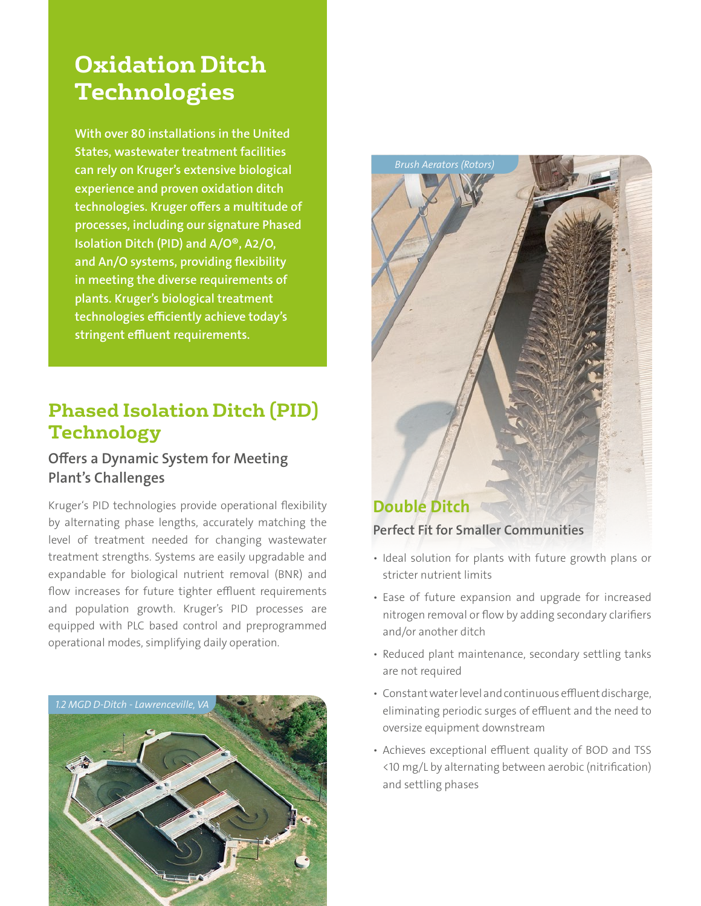# Oxidation Ditch Technologies

**With over 80 installations in the United States, wastewater treatment facilities can rely on Kruger's extensive biological experience and proven oxidation ditch technologies. Kruger offers a multitude of processes, including our signature Phased Isolation Ditch (PID) and A/O®, A2/O, and An/O systems, providing flexibility in meeting the diverse requirements of plants. Kruger's biological treatment technologies efficiently achieve today's stringent effluent requirements.**

## Phased Isolation Ditch (PID) Technology

### Offers a Dynamic System for Meeting Plant's Challenges

Kruger's PID technologies provide operational flexibility by alternating phase lengths, accurately matching the level of treatment needed for changing wastewater treatment strengths. Systems are easily upgradable and expandable for biological nutrient removal (BNR) and flow increases for future tighter effluent requirements and population growth. Kruger's PID processes are equipped with PLC based control and preprogrammed operational modes, simplifying daily operation.

*1.2 MGD D-Ditch - Lawrenceville, VA*

*Brush Aerators (Rotors)*

## Double Ditch

### Perfect Fit for Smaller Communities

- Ideal solution for plants with future growth plans or stricter nutrient limits
- Ease of future expansion and upgrade for increased nitrogen removal or flow by adding secondary clarifiers and/or another ditch
- Reduced plant maintenance, secondary settling tanks are not required
- Constant water level and continuous effluent discharge, eliminating periodic surges of effluent and the need to oversize equipment downstream
- Achieves exceptional effluent quality of BOD and TSS <10 mg/L by alternating between aerobic (nitrification) and settling phases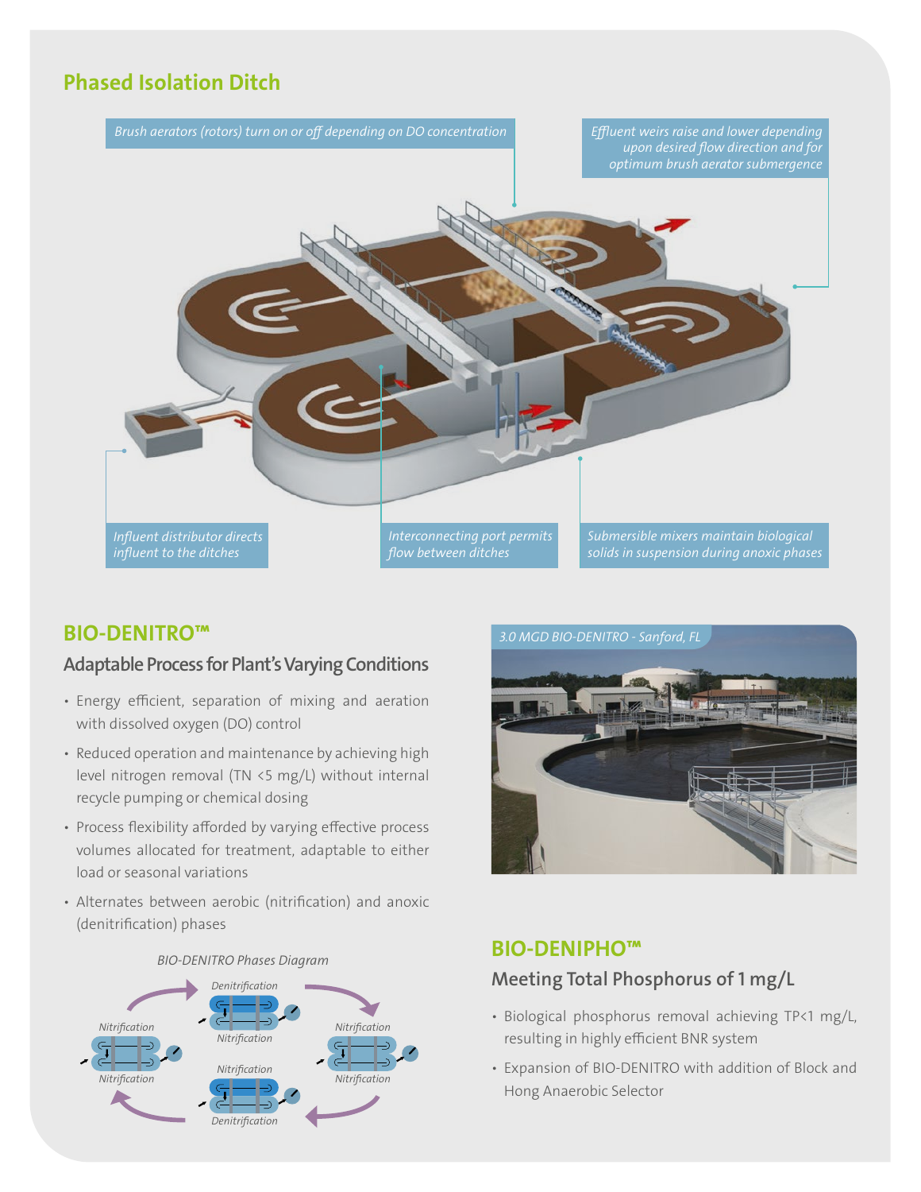## Phased Isolation Ditch

*Brush aerators (rotors) turn on or off depending on DO concentration*

*Effluent weirs raise and lower depending upon desired flow direction and for optimum brush aerator submergence*

*Influent distributor directs influent to the ditches*

*Interconnecting port permits flow between ditches*

*Submersible mixers maintain biological solids in suspension during anoxic phases*

## BIO-DENITRO™

### Adaptable Process for Plant's Varying Conditions

- Energy efficient, separation of mixing and aeration with dissolved oxygen (DO) control
- Reduced operation and maintenance by achieving high level nitrogen removal (TN <5 mg/L) without internal recycle pumping or chemical dosing
- Process flexibility afforded by varying effective process volumes allocated for treatment, adaptable to either load or seasonal variations
- Alternates between aerobic (nitrification) and anoxic (denitrification) phases

*BIO-DENITRO Phases Diagram*

Nitrification / Nitrification → Denitrification / Nitrification → Nitrification / Nitrification → Nitrification / Denitrification

*3.0 MGD BIO-DENITRO - Sanford, FL*

## BIO-DENIPHO™

### Meeting Total Phosphorus of 1 mg/L

- Biological phosphorus removal achieving TP<1 mg/L, resulting in highly efficient BNR system
- Expansion of BIO-DENITRO with addition of Block and Hong Anaerobic Selector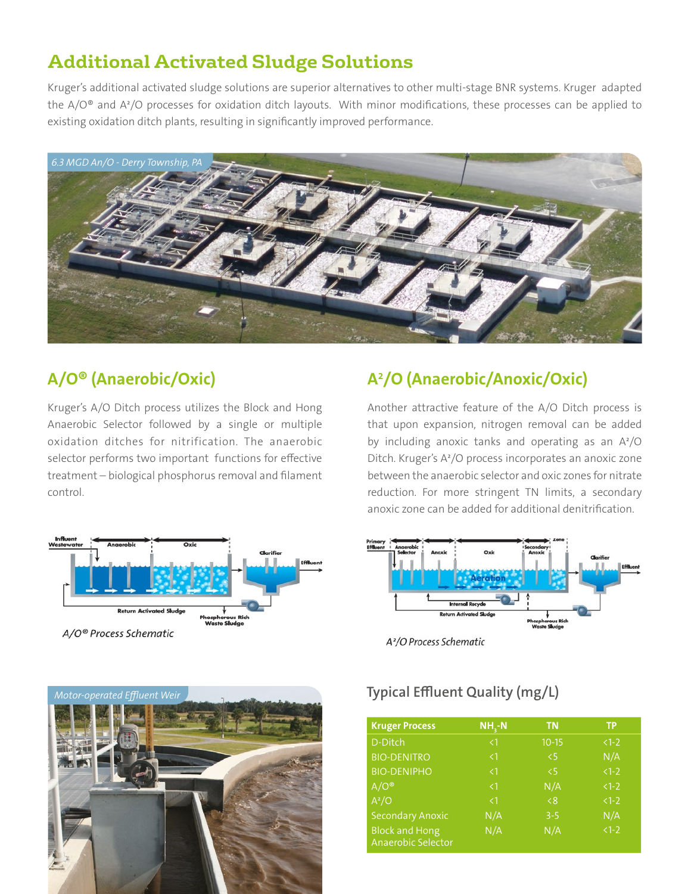# Additional Activated Sludge Solutions

Kruger's additional activated sludge solutions are superior alternatives to other multi-stage BNR systems. Kruger adapted the A/O® and A²/O processes for oxidation ditch layouts. With minor modifications, these processes can be applied to existing oxidation ditch plants, resulting in significantly improved performance.

*6.3 MGD An/O - Derry Township, PA*

## A/O® (Anaerobic/Oxic)

Kruger's A/O Ditch process utilizes the Block and Hong Anaerobic Selector followed by a single or multiple oxidation ditches for nitrification. The anaerobic selector performs two important functions for effective treatment – biological phosphorus removal and filament control.

*A/O® Process Schematic*

## A²/O (Anaerobic/Anoxic/Oxic)

Another attractive feature of the A/O Ditch process is that upon expansion, nitrogen removal can be added by including anoxic tanks and operating as an A²/O Ditch. Kruger's A²/O process incorporates an anoxic zone between the anaerobic selector and oxic zones for nitrate reduction. For more stringent TN limits, a secondary anoxic zone can be added for additional denitrification.

*A²/O Process Schematic*

*Motor-operated Effluent Weir*

### Typical Effluent Quality (mg/L)

| Kruger Process | $NH_3$-N | TN | TP |
|---|---|---|---|
| D-Ditch | <1 | 10-15 | <1-2 |
| BIO-DENITRO | <1 | <5 | N/A |
| BIO-DENIPHO | <1 | <5 | <1-2 |
| A/O® | <1 | N/A | <1-2 |
| A²/O | <1 | <8 | <1-2 |
| Secondary Anoxic | N/A | 3-5 | N/A |
| Block and Hong Anaerobic Selector | N/A | N/A | <1-2 |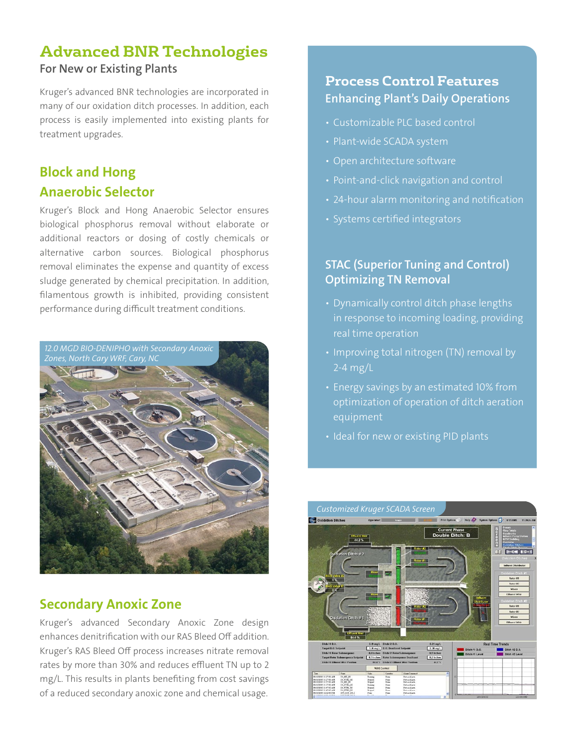# Advanced BNR Technologies

## For New or Existing Plants

Kruger's advanced BNR technologies are incorporated in many of our oxidation ditch processes. In addition, each process is easily implemented into existing plants for treatment upgrades.

### Block and Hong Anaerobic Selector

Kruger's Block and Hong Anaerobic Selector ensures biological phosphorus removal without elaborate or additional reactors or dosing of costly chemicals or alternative carbon sources. Biological phosphorus removal eliminates the expense and quantity of excess sludge generated by chemical precipitation. In addition, filamentous growth is inhibited, providing consistent performance during difficult treatment conditions.

*12.0 MGD BIO-DENIPHO with Secondary Anoxic Zones, North Cary WRF, Cary, NC*

### Secondary Anoxic Zone

Kruger's advanced Secondary Anoxic Zone design enhances denitrification with our RAS Bleed Off addition. Kruger's RAS Bleed Off process increases nitrate removal rates by more than 30% and reduces effluent TN up to 2 mg/L. This results in plants benefiting from cost savings of a reduced secondary anoxic zone and chemical usage.

## Process Control Features

### Enhancing Plant's Daily Operations

- Customizable PLC based control
- Plant-wide SCADA system
- Open architecture software
- Point-and-click navigation and control
- 24-hour alarm monitoring and notification
- Systems certified integrators

### STAC (Superior Tuning and Control) Optimizing TN Removal

- Dynamically control ditch phase lengths in response to incoming loading, providing real time operation
- Improving total nitrogen (TN) removal by 2-4 mg/L
- Energy savings by an estimated 10% from optimization of operation of ditch aeration equipment
- Ideal for new or existing PID plants

*Customized Kruger SCADA Screen*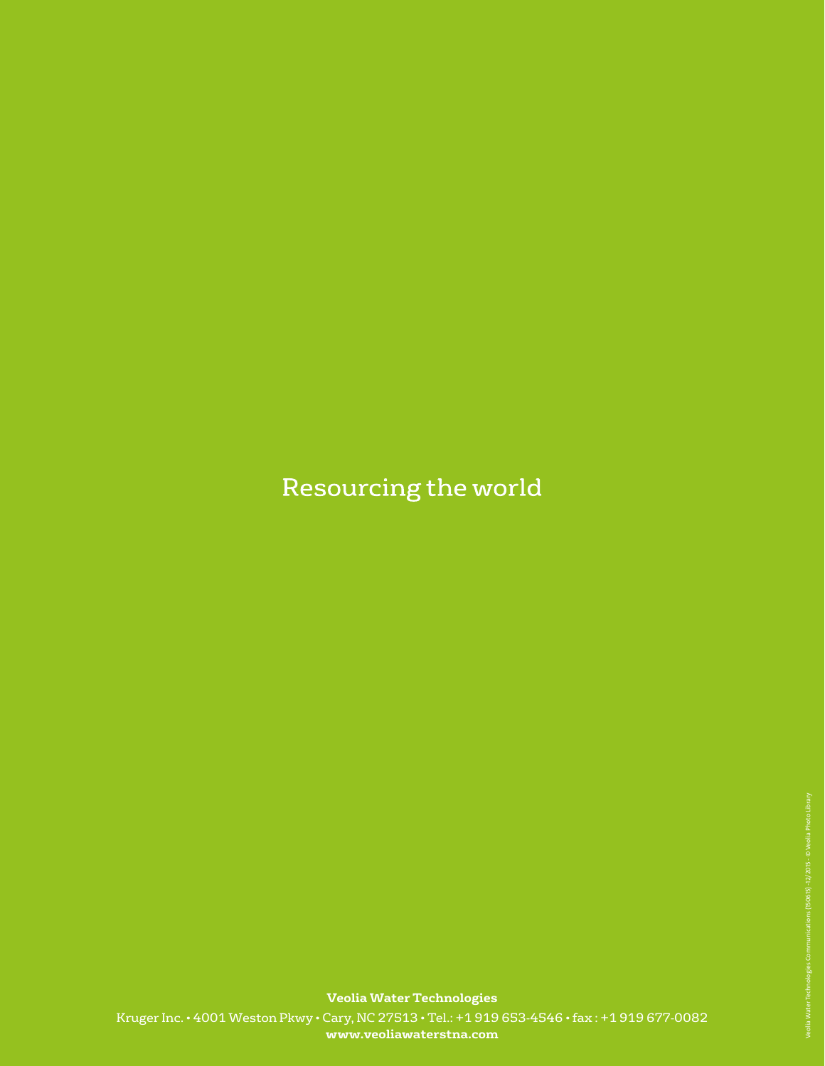Resourcing the world

**Veolia Water Technologies**

Kruger Inc. • 4001 Weston Pkwy • Cary, NC 27513 • Tel.: +1 919 653-4546 • fax : +1 919 677-0082

**www.veoliawaterstna.com**

Veolia Water Technologies Communications (150615) -12/2015 - © Veolia Photo Library